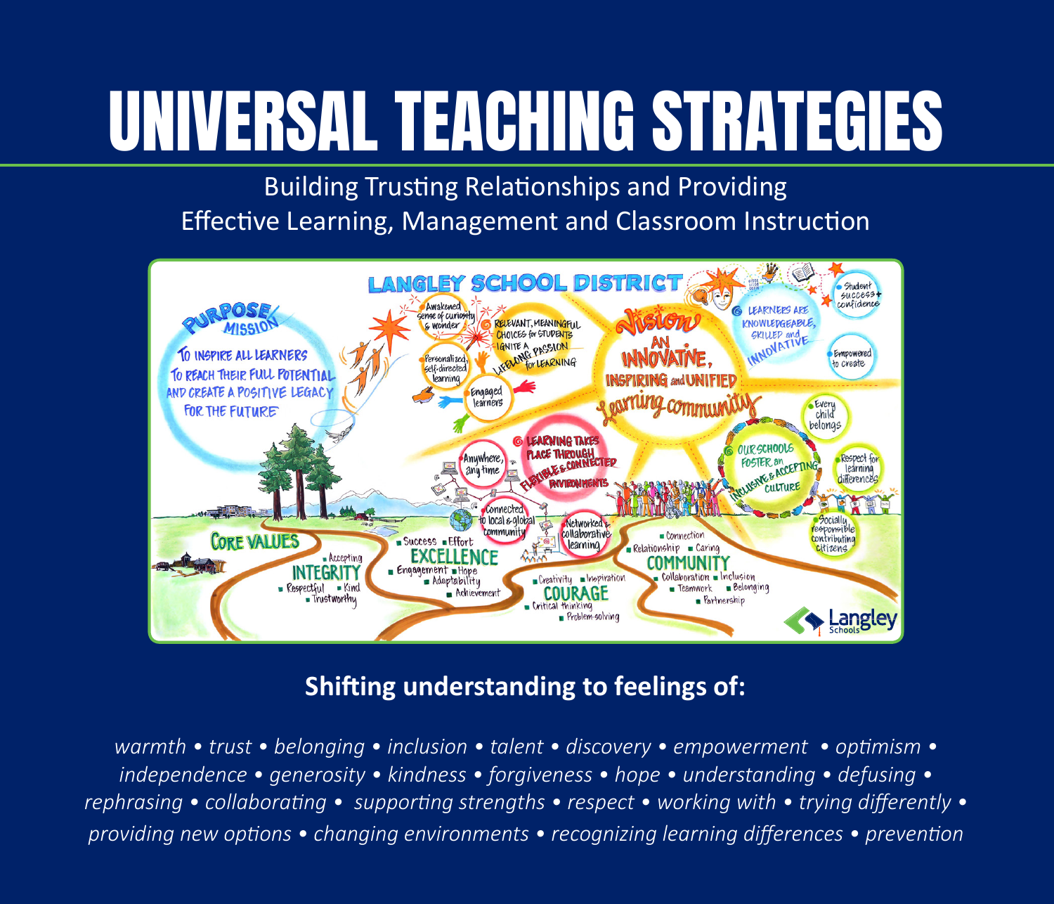# UNIVERSAL TEACHING STRATEGIES

Building Trusting Relationships and Providing
Effective Learning, Management and Classroom Instruction

**Shifting understanding to feelings of:**

*warmth • trust • belonging • inclusion • talent • discovery • empowerment • optimism • independence • generosity • kindness • forgiveness • hope • understanding • defusing • rephrasing • collaborating • supporting strengths • respect • working with • trying differently • providing new options • changing environments • recognizing learning differences • prevention*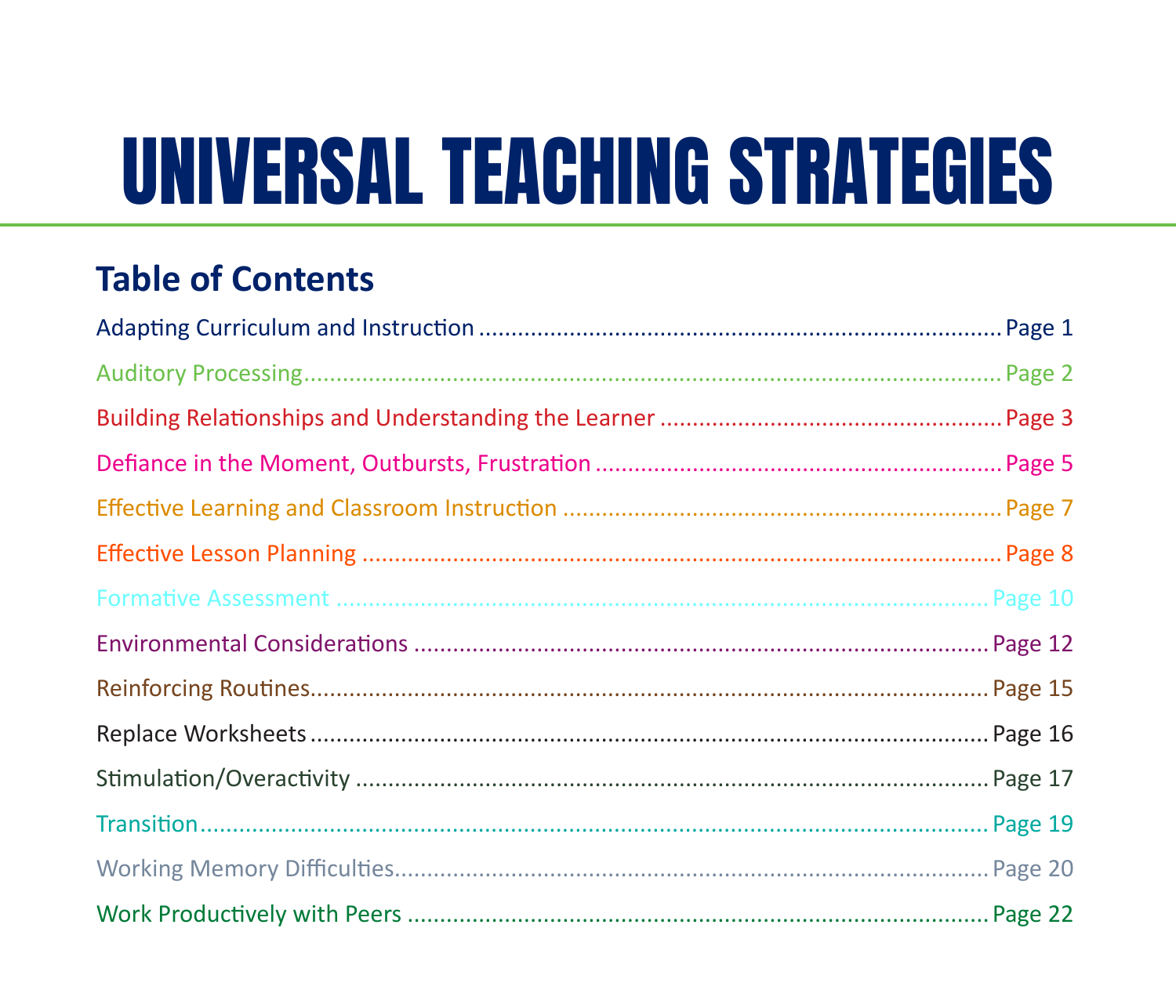# UNIVERSAL TEACHING STRATEGIES

## Table of Contents

| Section | Page |
| --- | --- |
| Adapting Curriculum and Instruction | Page 1 |
| Auditory Processing | Page 2 |
| Building Relationships and Understanding the Learner | Page 3 |
| Defiance in the Moment, Outbursts, Frustration | Page 5 |
| Effective Learning and Classroom Instruction | Page 7 |
| Effective Lesson Planning | Page 8 |
| Formative Assessment | Page 10 |
| Environmental Considerations | Page 12 |
| Reinforcing Routines | Page 15 |
| Replace Worksheets | Page 16 |
| Stimulation/Overactivity | Page 17 |
| Transition | Page 19 |
| Working Memory Difficulties | Page 20 |
| Work Productively with Peers | Page 22 |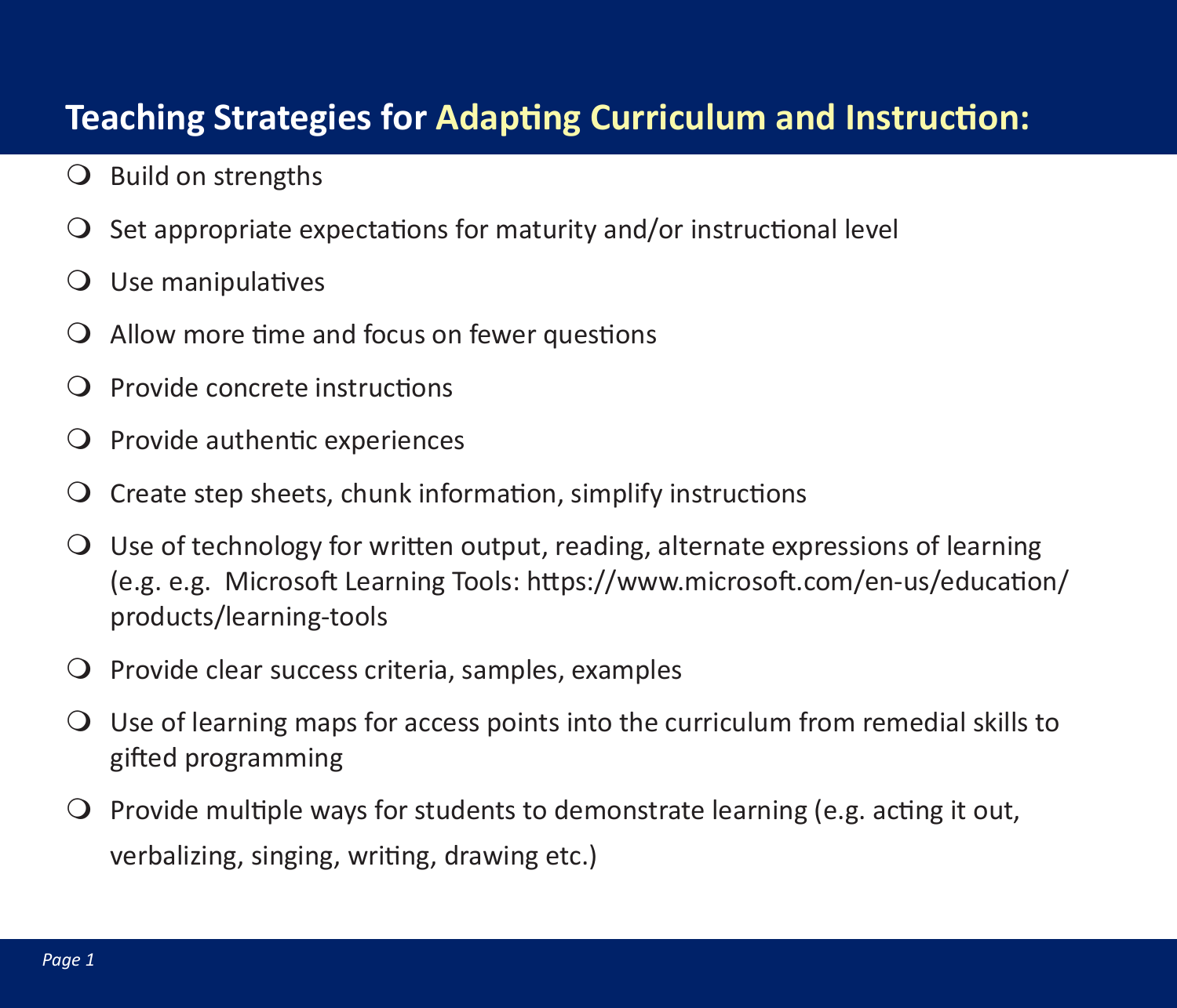## Teaching Strategies for Adapting Curriculum and Instruction:

- Build on strengths
- Set appropriate expectations for maturity and/or instructional level
- Use manipulatives
- Allow more time and focus on fewer questions
- Provide concrete instructions
- Provide authentic experiences
- Create step sheets, chunk information, simplify instructions
- Use of technology for written output, reading, alternate expressions of learning (e.g. e.g. Microsoft Learning Tools: https://www.microsoft.com/en-us/education/products/learning-tools
- Provide clear success criteria, samples, examples
- Use of learning maps for access points into the curriculum from remedial skills to gifted programming
- Provide multiple ways for students to demonstrate learning (e.g. acting it out, verbalizing, singing, writing, drawing etc.)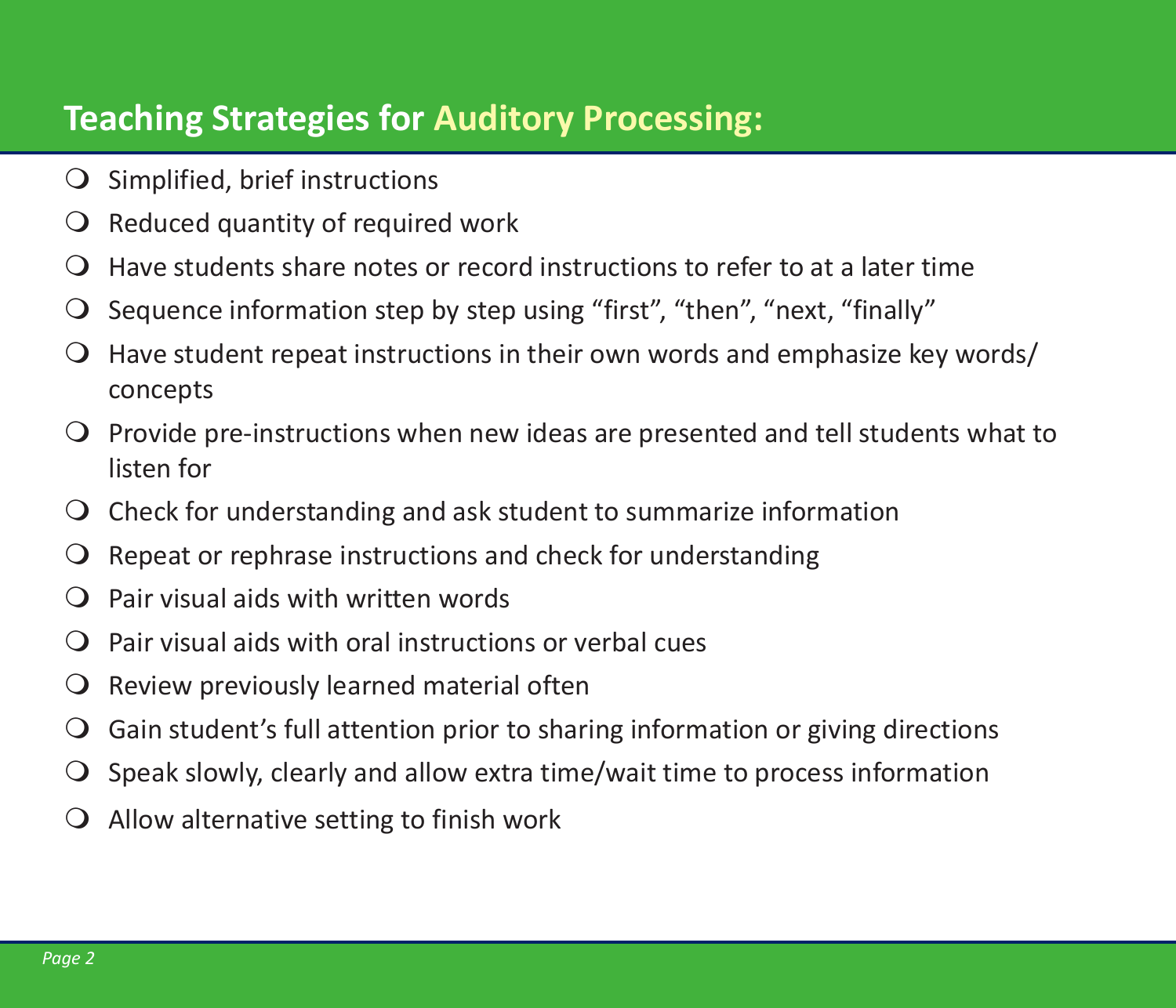## Teaching Strategies for Auditory Processing:

- Simplified, brief instructions
- Reduced quantity of required work
- Have students share notes or record instructions to refer to at a later time
- Sequence information step by step using “first”, “then”, “next, “finally”
- Have student repeat instructions in their own words and emphasize key words/ concepts
- Provide pre-instructions when new ideas are presented and tell students what to listen for
- Check for understanding and ask student to summarize information
- Repeat or rephrase instructions and check for understanding
- Pair visual aids with written words
- Pair visual aids with oral instructions or verbal cues
- Review previously learned material often
- Gain student’s full attention prior to sharing information or giving directions
- Speak slowly, clearly and allow extra time/wait time to process information
- Allow alternative setting to finish work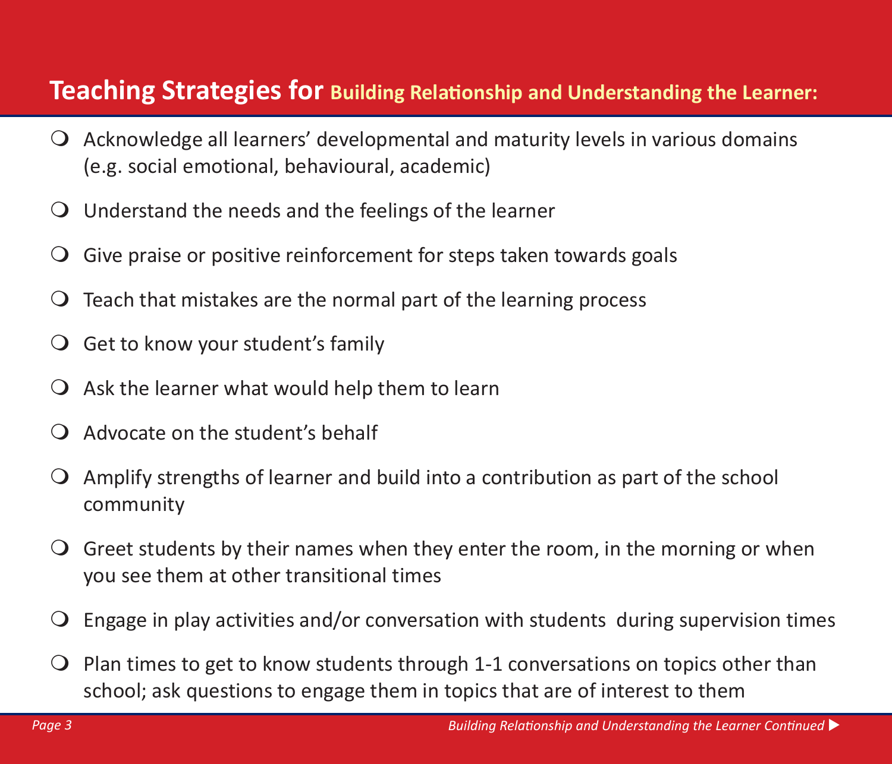## Teaching Strategies for Building Relationship and Understanding the Learner:

- Acknowledge all learners' developmental and maturity levels in various domains (e.g. social emotional, behavioural, academic)
- Understand the needs and the feelings of the learner
- Give praise or positive reinforcement for steps taken towards goals
- Teach that mistakes are the normal part of the learning process
- Get to know your student's family
- Ask the learner what would help them to learn
- Advocate on the student's behalf
- Amplify strengths of learner and build into a contribution as part of the school community
- Greet students by their names when they enter the room, in the morning or when you see them at other transitional times
- Engage in play activities and/or conversation with students during supervision times
- Plan times to get to know students through 1-1 conversations on topics other than school; ask questions to engage them in topics that are of interest to them

*Building Relationship and Understanding the Learner Continued ▶*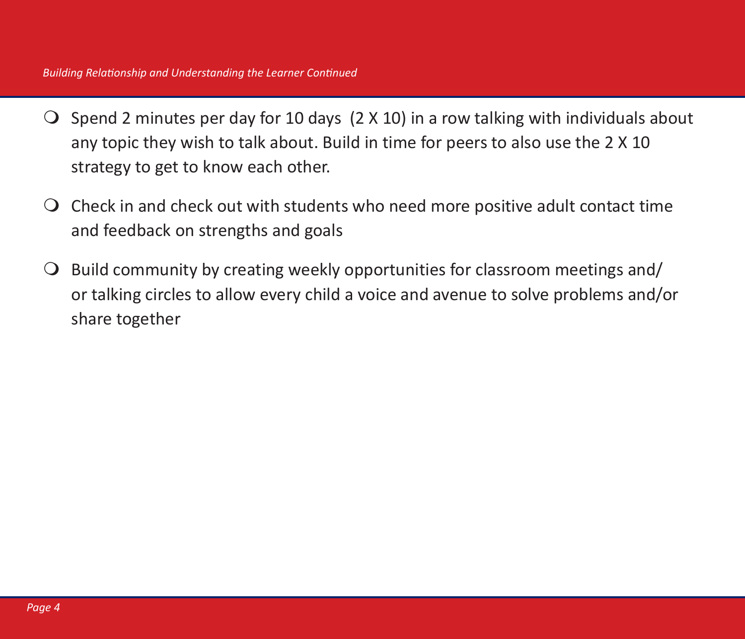*Building Relationship and Understanding the Learner Continued*

- Spend 2 minutes per day for 10 days (2 X 10) in a row talking with individuals about any topic they wish to talk about. Build in time for peers to also use the 2 X 10 strategy to get to know each other.
- Check in and check out with students who need more positive adult contact time and feedback on strengths and goals
- Build community by creating weekly opportunities for classroom meetings and/or talking circles to allow every child a voice and avenue to solve problems and/or share together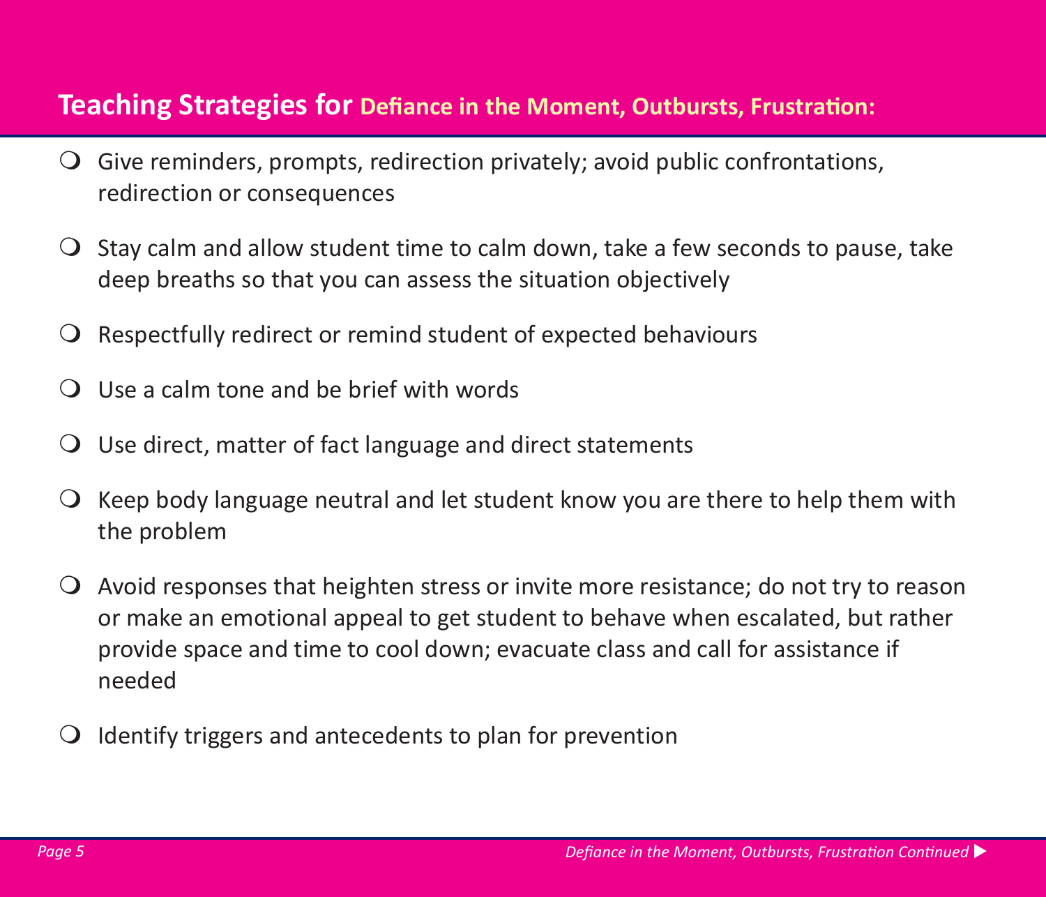## Teaching Strategies for Defiance in the Moment, Outbursts, Frustration:

- Give reminders, prompts, redirection privately; avoid public confrontations, redirection or consequences
- Stay calm and allow student time to calm down, take a few seconds to pause, take deep breaths so that you can assess the situation objectively
- Respectfully redirect or remind student of expected behaviours
- Use a calm tone and be brief with words
- Use direct, matter of fact language and direct statements
- Keep body language neutral and let student know you are there to help them with the problem
- Avoid responses that heighten stress or invite more resistance; do not try to reason or make an emotional appeal to get student to behave when escalated, but rather provide space and time to cool down; evacuate class and call for assistance if needed
- Identify triggers and antecedents to plan for prevention

*Defiance in the Moment, Outbursts, Frustration Continued ▶*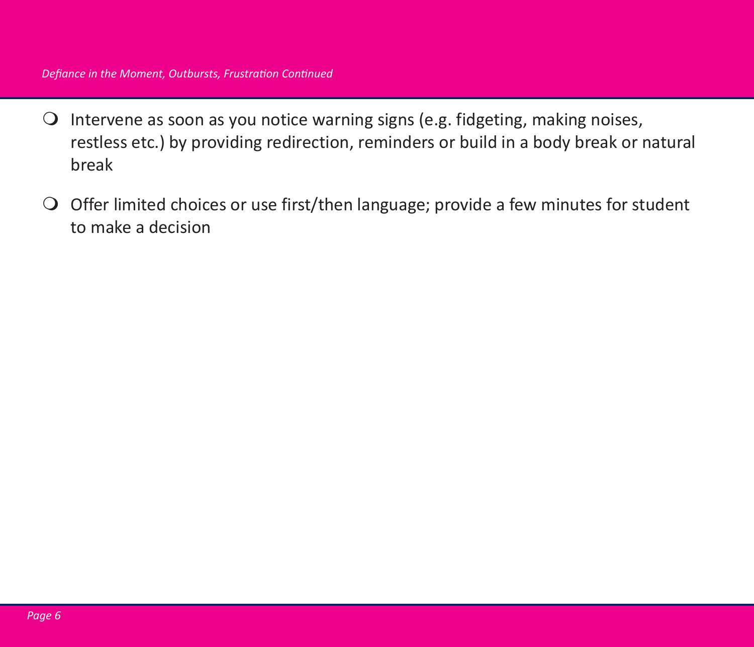*Defiance in the Moment, Outbursts, Frustration Continued*

- Intervene as soon as you notice warning signs (e.g. fidgeting, making noises, restless etc.) by providing redirection, reminders or build in a body break or natural break
- Offer limited choices or use first/then language; provide a few minutes for student to make a decision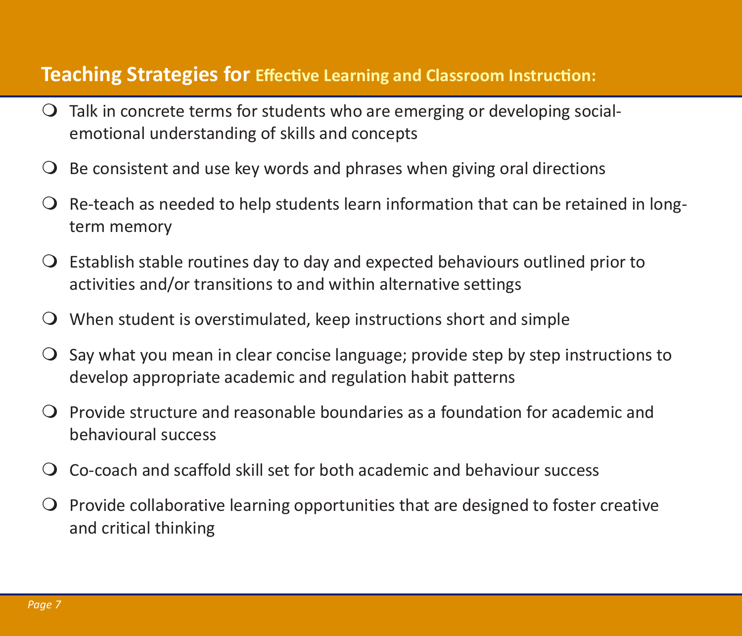## Teaching Strategies for Effective Learning and Classroom Instruction:

- Talk in concrete terms for students who are emerging or developing social-emotional understanding of skills and concepts
- Be consistent and use key words and phrases when giving oral directions
- Re-teach as needed to help students learn information that can be retained in long-term memory
- Establish stable routines day to day and expected behaviours outlined prior to activities and/or transitions to and within alternative settings
- When student is overstimulated, keep instructions short and simple
- Say what you mean in clear concise language; provide step by step instructions to develop appropriate academic and regulation habit patterns
- Provide structure and reasonable boundaries as a foundation for academic and behavioural success
- Co-coach and scaffold skill set for both academic and behaviour success
- Provide collaborative learning opportunities that are designed to foster creative and critical thinking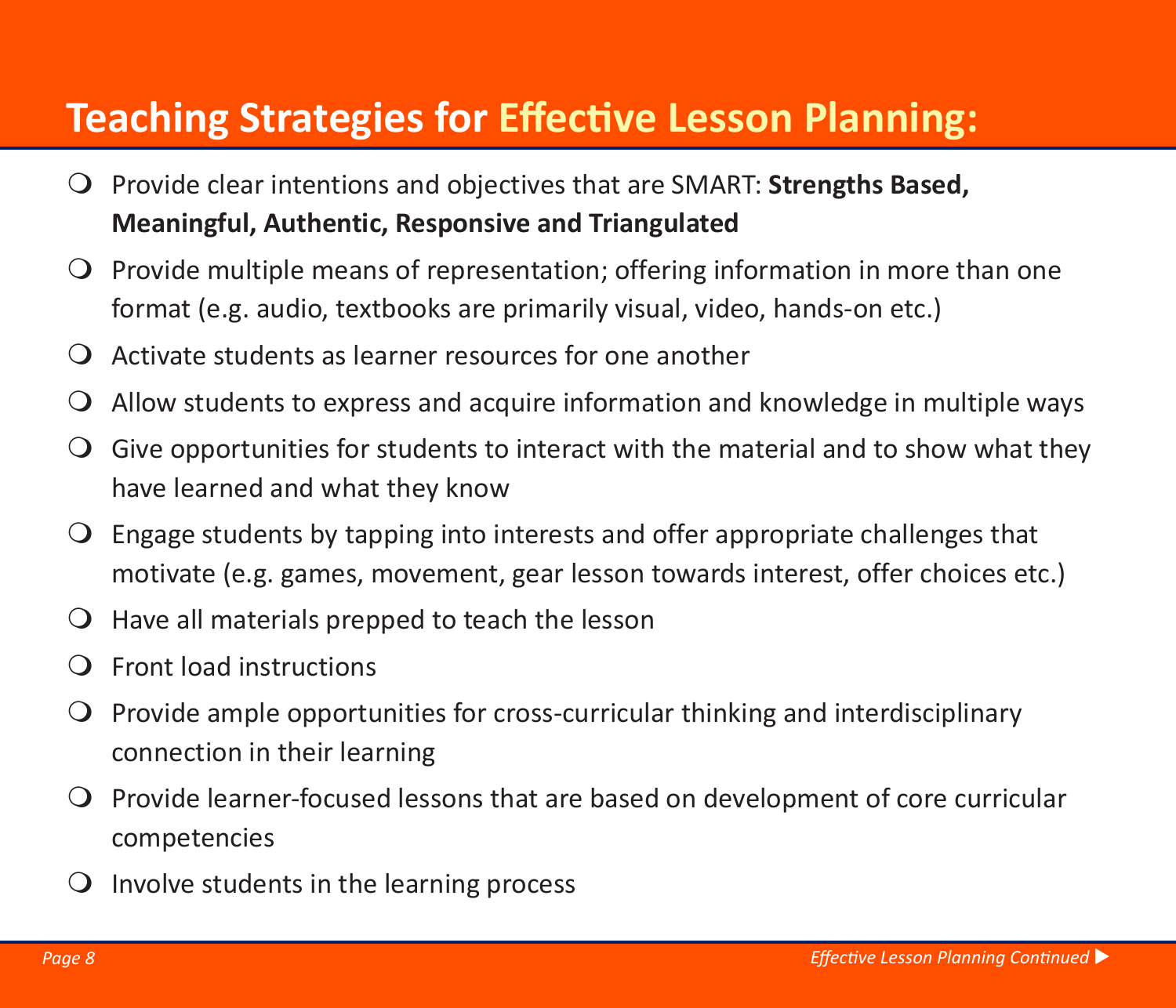# Teaching Strategies for Effective Lesson Planning:

- Provide clear intentions and objectives that are SMART: **Strengths Based, Meaningful, Authentic, Responsive and Triangulated**
- Provide multiple means of representation; offering information in more than one format (e.g. audio, textbooks are primarily visual, video, hands-on etc.)
- Activate students as learner resources for one another
- Allow students to express and acquire information and knowledge in multiple ways
- Give opportunities for students to interact with the material and to show what they have learned and what they know
- Engage students by tapping into interests and offer appropriate challenges that motivate (e.g. games, movement, gear lesson towards interest, offer choices etc.)
- Have all materials prepped to teach the lesson
- Front load instructions
- Provide ample opportunities for cross-curricular thinking and interdisciplinary connection in their learning
- Provide learner-focused lessons that are based on development of core curricular competencies
- Involve students in the learning process

*Effective Lesson Planning Continued* ▶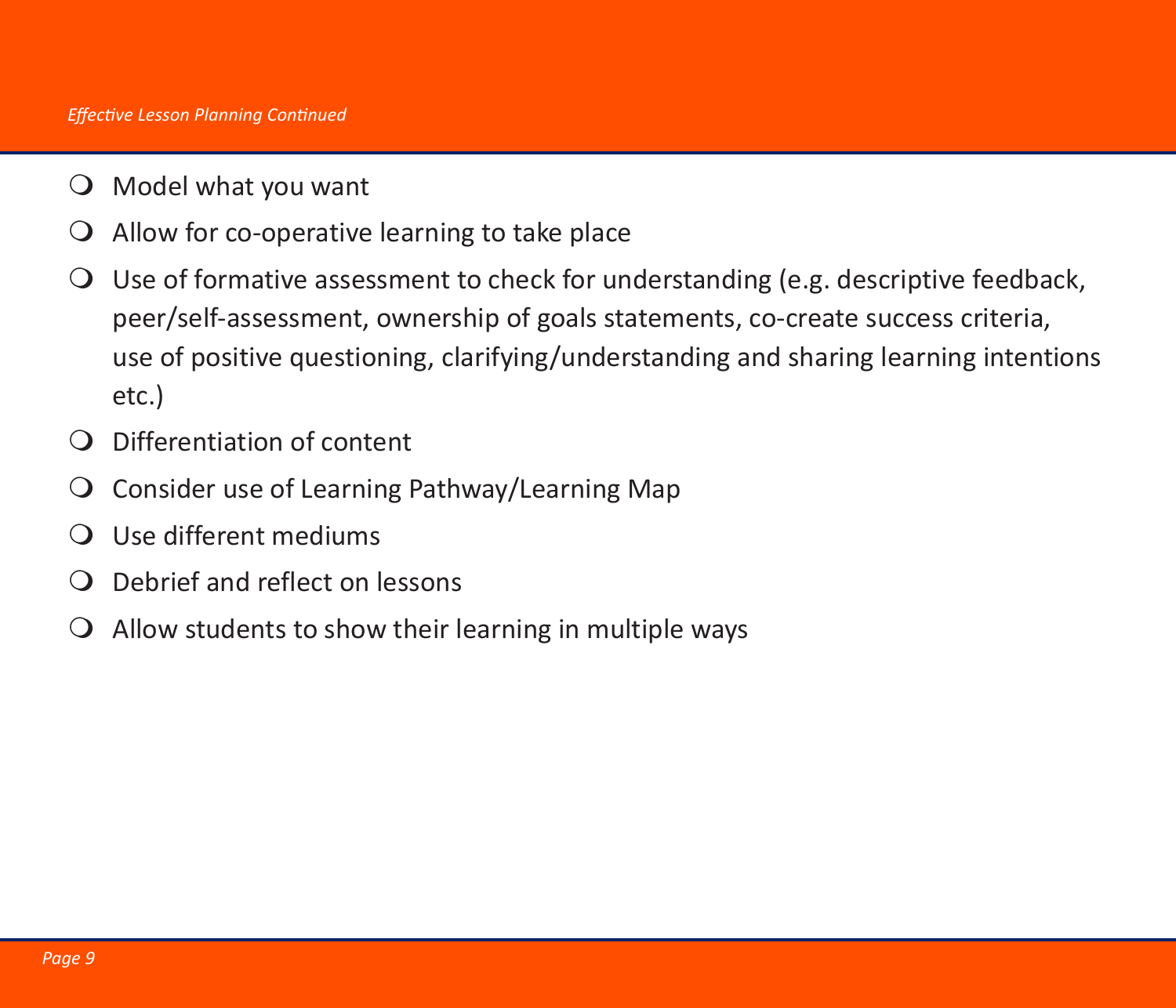- Model what you want
- Allow for co-operative learning to take place
- Use of formative assessment to check for understanding (e.g. descriptive feedback, peer/self-assessment, ownership of goals statements, co-create success criteria, use of positive questioning, clarifying/understanding and sharing learning intentions etc.)
- Differentiation of content
- Consider use of Learning Pathway/Learning Map
- Use different mediums
- Debrief and reflect on lessons
- Allow students to show their learning in multiple ways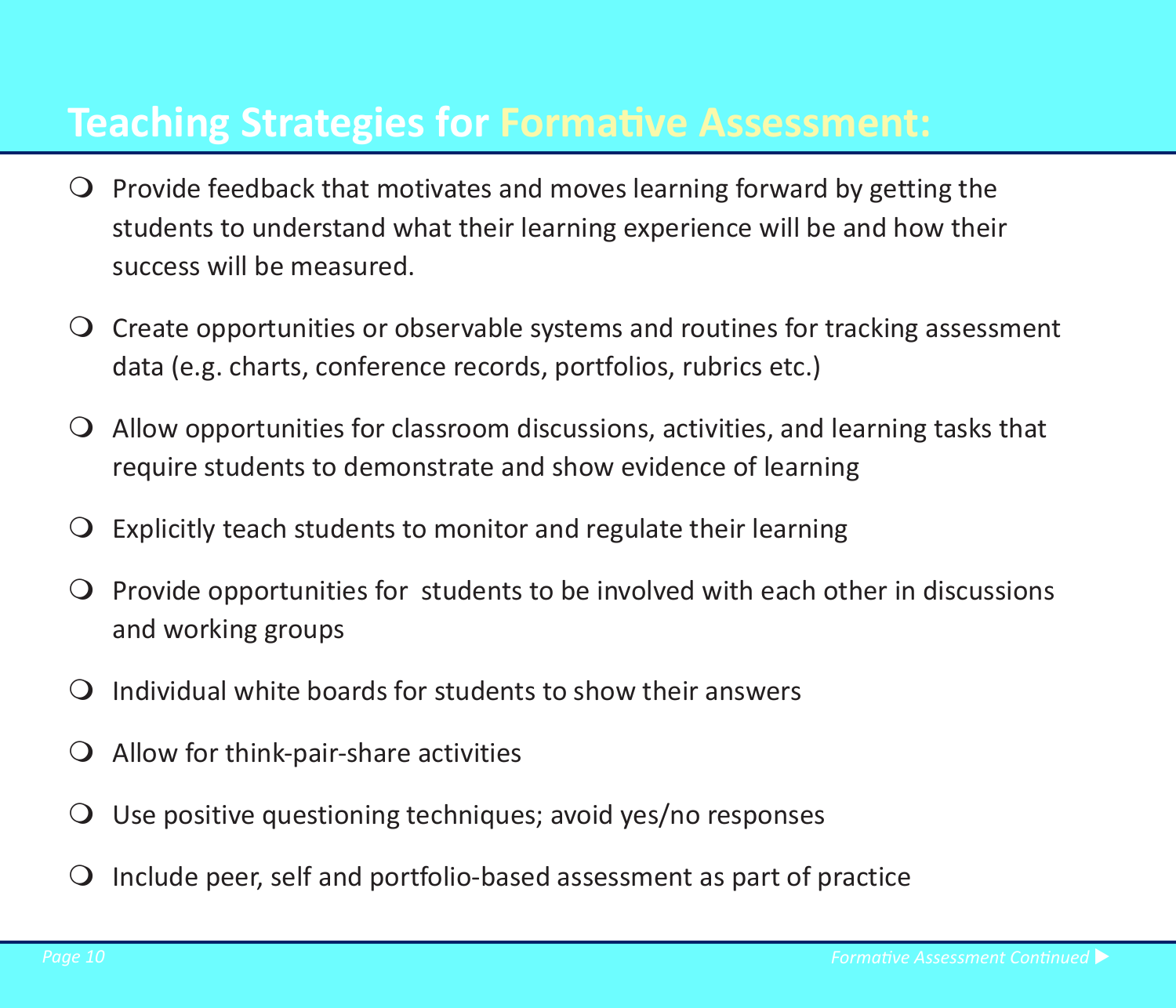# Teaching Strategies for Formative Assessment:

- Provide feedback that motivates and moves learning forward by getting the students to understand what their learning experience will be and how their success will be measured.
- Create opportunities or observable systems and routines for tracking assessment data (e.g. charts, conference records, portfolios, rubrics etc.)
- Allow opportunities for classroom discussions, activities, and learning tasks that require students to demonstrate and show evidence of learning
- Explicitly teach students to monitor and regulate their learning
- Provide opportunities for students to be involved with each other in discussions and working groups
- Individual white boards for students to show their answers
- Allow for think-pair-share activities
- Use positive questioning techniques; avoid yes/no responses
- Include peer, self and portfolio-based assessment as part of practice

*Formative Assessment Continued ▶*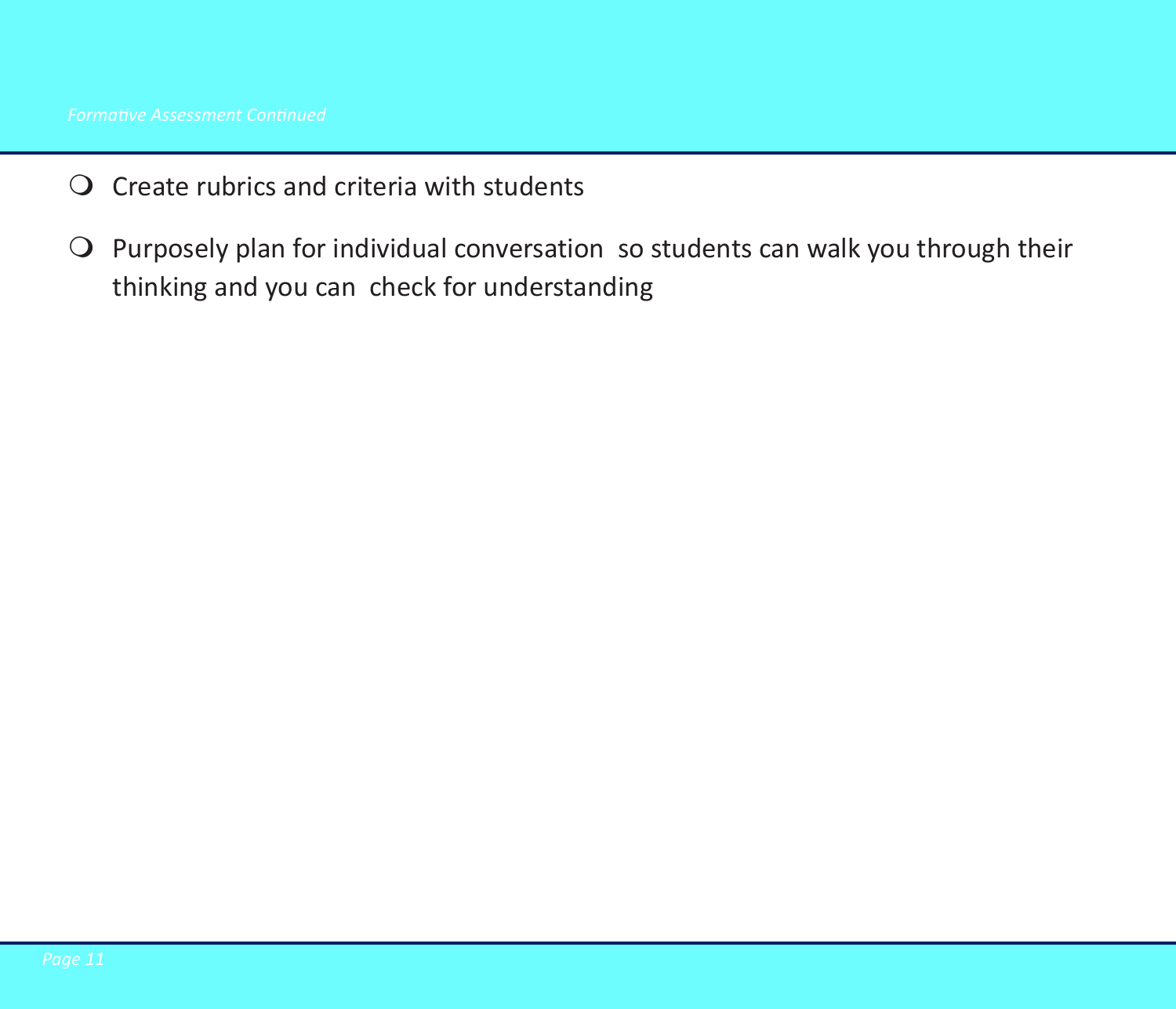- Create rubrics and criteria with students
- Purposely plan for individual conversation  so students can walk you through their thinking and you can  check for understanding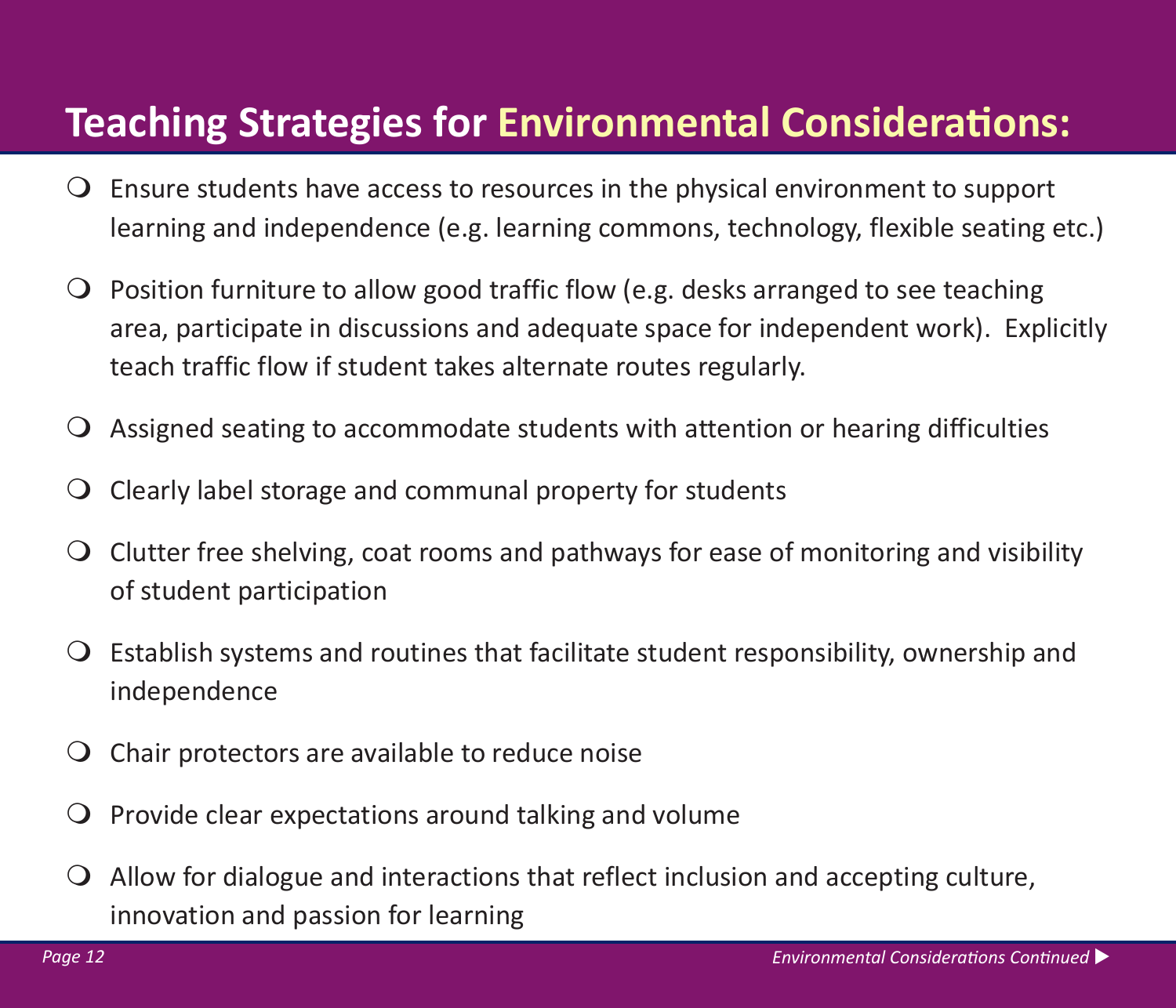## Teaching Strategies for Environmental Considerations:

- Ensure students have access to resources in the physical environment to support learning and independence (e.g. learning commons, technology, flexible seating etc.)
- Position furniture to allow good traffic flow (e.g. desks arranged to see teaching area, participate in discussions and adequate space for independent work). Explicitly teach traffic flow if student takes alternate routes regularly.
- Assigned seating to accommodate students with attention or hearing difficulties
- Clearly label storage and communal property for students
- Clutter free shelving, coat rooms and pathways for ease of monitoring and visibility of student participation
- Establish systems and routines that facilitate student responsibility, ownership and independence
- Chair protectors are available to reduce noise
- Provide clear expectations around talking and volume
- Allow for dialogue and interactions that reflect inclusion and accepting culture, innovation and passion for learning

*Environmental Considerations Continued ▶*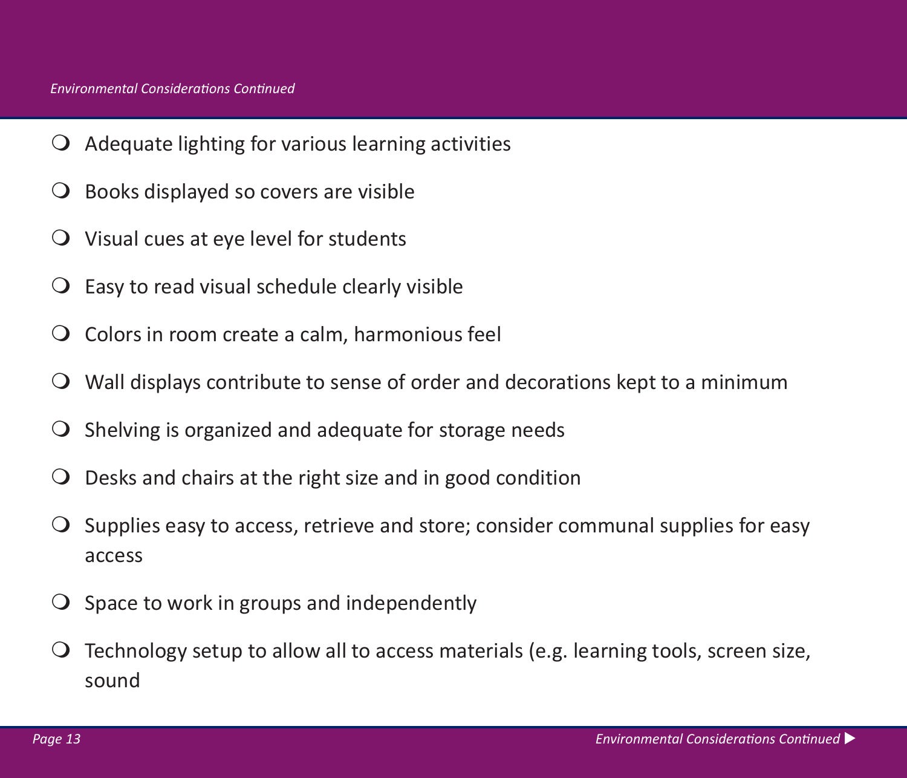- Adequate lighting for various learning activities
- Books displayed so covers are visible
- Visual cues at eye level for students
- Easy to read visual schedule clearly visible
- Colors in room create a calm, harmonious feel
- Wall displays contribute to sense of order and decorations kept to a minimum
- Shelving is organized and adequate for storage needs
- Desks and chairs at the right size and in good condition
- Supplies easy to access, retrieve and store; consider communal supplies for easy access
- Space to work in groups and independently
- Technology setup to allow all to access materials (e.g. learning tools, screen size, sound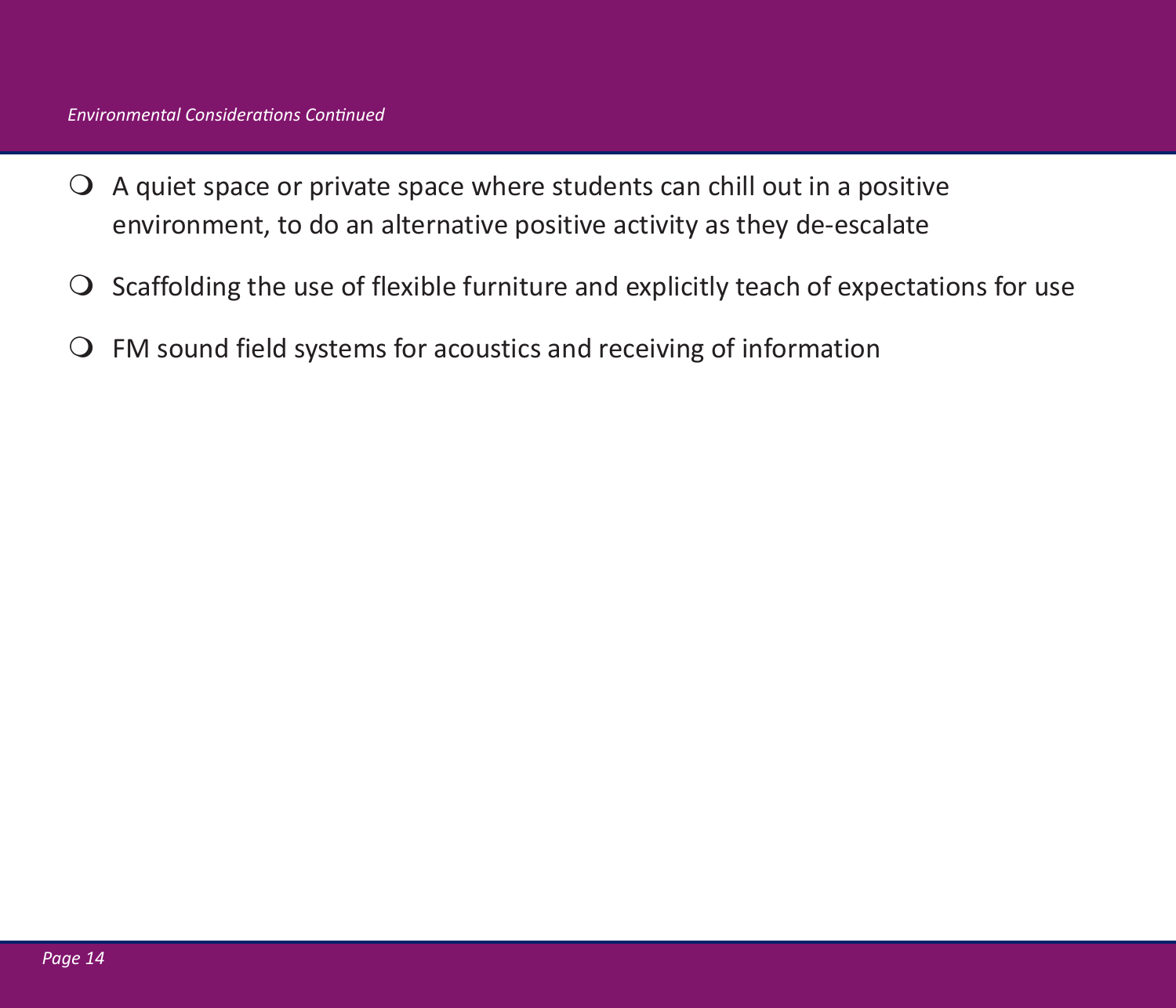*Environmental Considerations Continued*

- A quiet space or private space where students can chill out in a positive environment, to do an alternative positive activity as they de-escalate
- Scaffolding the use of flexible furniture and explicitly teach of expectations for use
- FM sound field systems for acoustics and receiving of information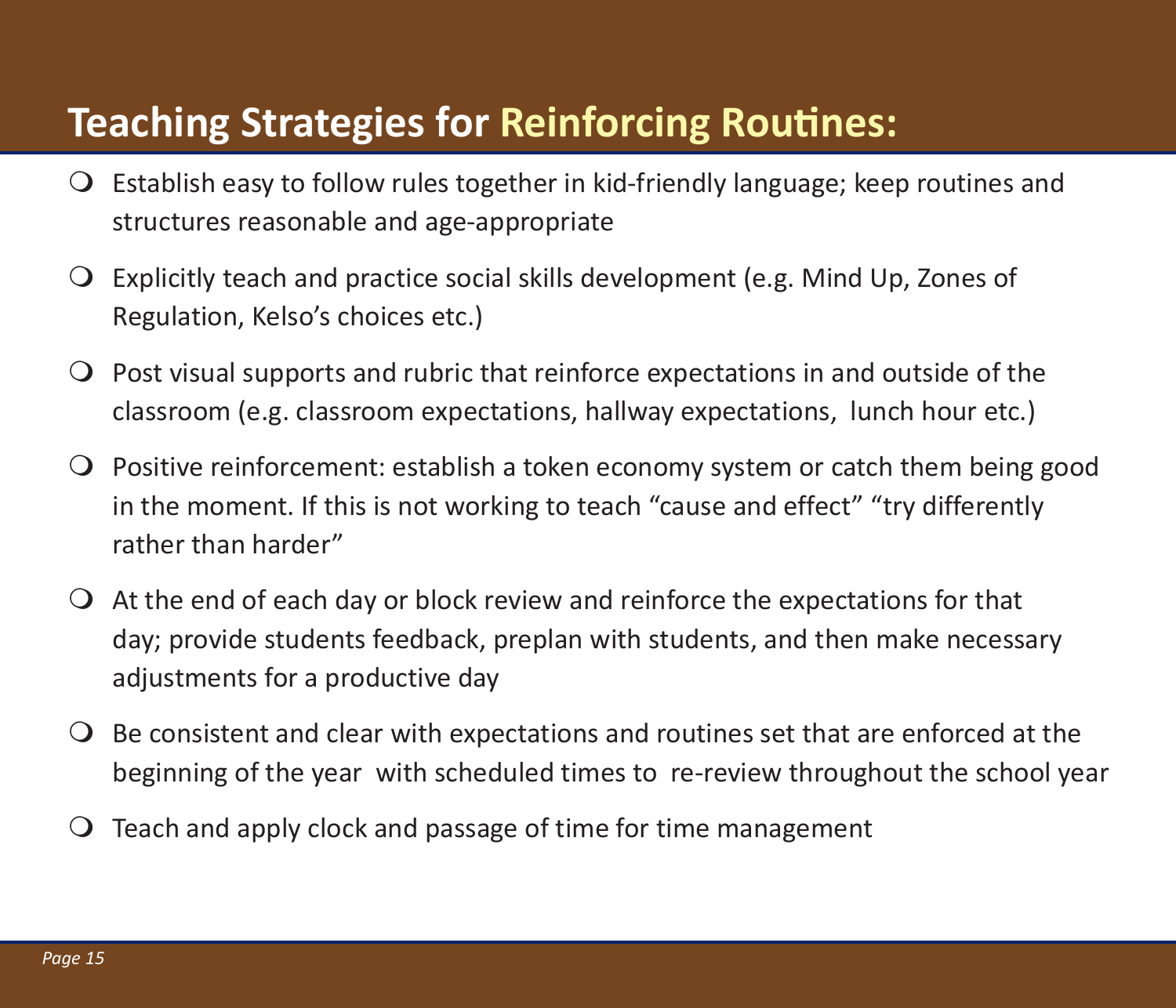## Teaching Strategies for Reinforcing Routines:

- Establish easy to follow rules together in kid-friendly language; keep routines and structures reasonable and age-appropriate
- Explicitly teach and practice social skills development (e.g. Mind Up, Zones of Regulation, Kelso's choices etc.)
- Post visual supports and rubric that reinforce expectations in and outside of the classroom (e.g. classroom expectations, hallway expectations, lunch hour etc.)
- Positive reinforcement: establish a token economy system or catch them being good in the moment. If this is not working to teach "cause and effect" "try differently rather than harder"
- At the end of each day or block review and reinforce the expectations for that day; provide students feedback, preplan with students, and then make necessary adjustments for a productive day
- Be consistent and clear with expectations and routines set that are enforced at the beginning of the year with scheduled times to re-review throughout the school year
- Teach and apply clock and passage of time for time management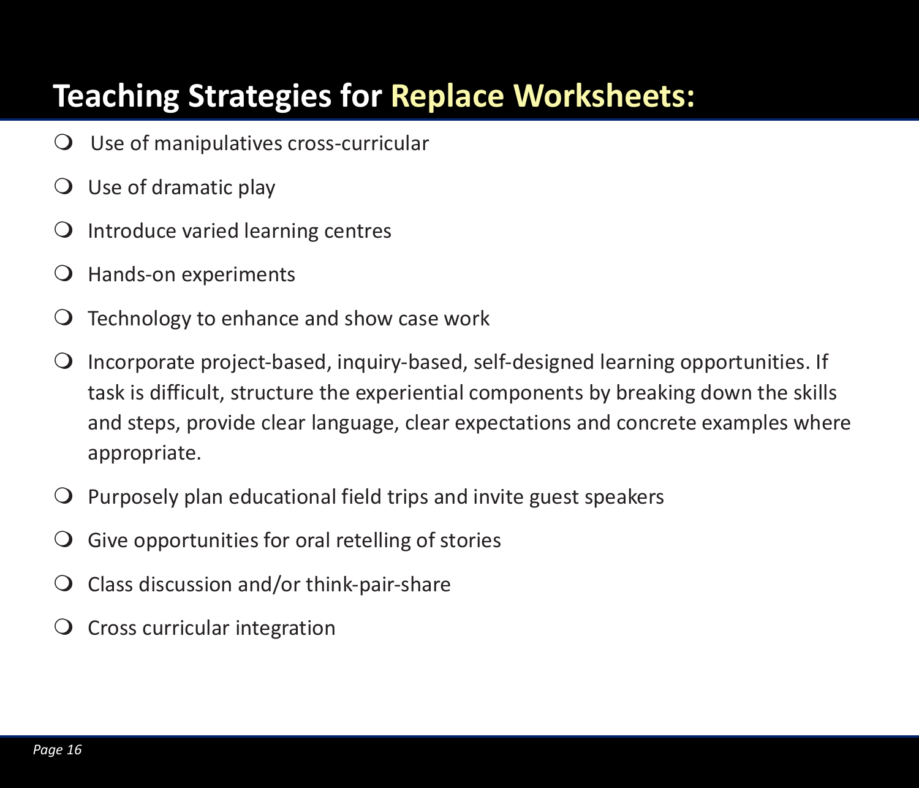# Teaching Strategies for Replace Worksheets:

- Use of manipulatives cross-curricular
- Use of dramatic play
- Introduce varied learning centres
- Hands-on experiments
- Technology to enhance and show case work
- Incorporate project-based, inquiry-based, self-designed learning opportunities. If task is difficult, structure the experiential components by breaking down the skills and steps, provide clear language, clear expectations and concrete examples where appropriate.
- Purposely plan educational field trips and invite guest speakers
- Give opportunities for oral retelling of stories
- Class discussion and/or think-pair-share
- Cross curricular integration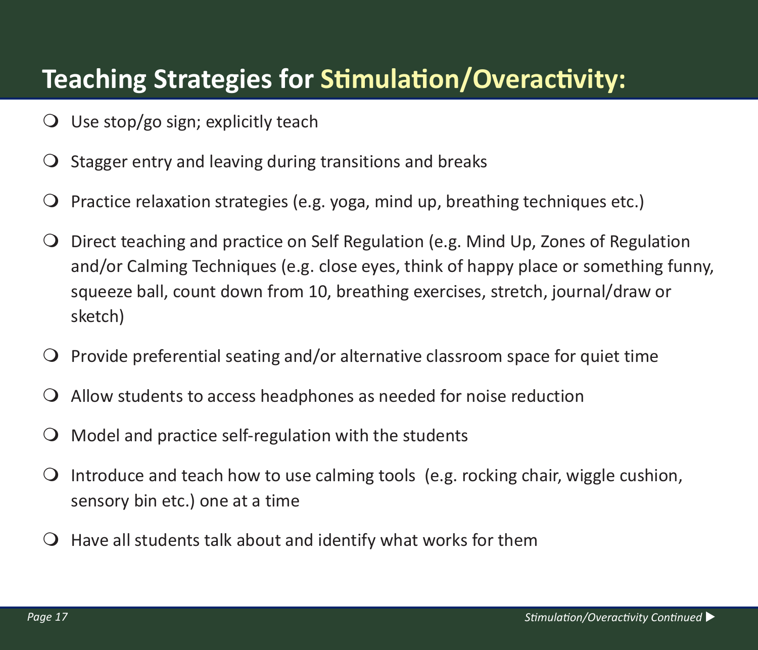# Teaching Strategies for Stimulation/Overactivity:

- Use stop/go sign; explicitly teach
- Stagger entry and leaving during transitions and breaks
- Practice relaxation strategies (e.g. yoga, mind up, breathing techniques etc.)
- Direct teaching and practice on Self Regulation (e.g. Mind Up, Zones of Regulation and/or Calming Techniques (e.g. close eyes, think of happy place or something funny, squeeze ball, count down from 10, breathing exercises, stretch, journal/draw or sketch)
- Provide preferential seating and/or alternative classroom space for quiet time
- Allow students to access headphones as needed for noise reduction
- Model and practice self-regulation with the students
- Introduce and teach how to use calming tools  (e.g. rocking chair, wiggle cushion, sensory bin etc.) one at a time
- Have all students talk about and identify what works for them

*Stimulation/Overactivity Continued* ▶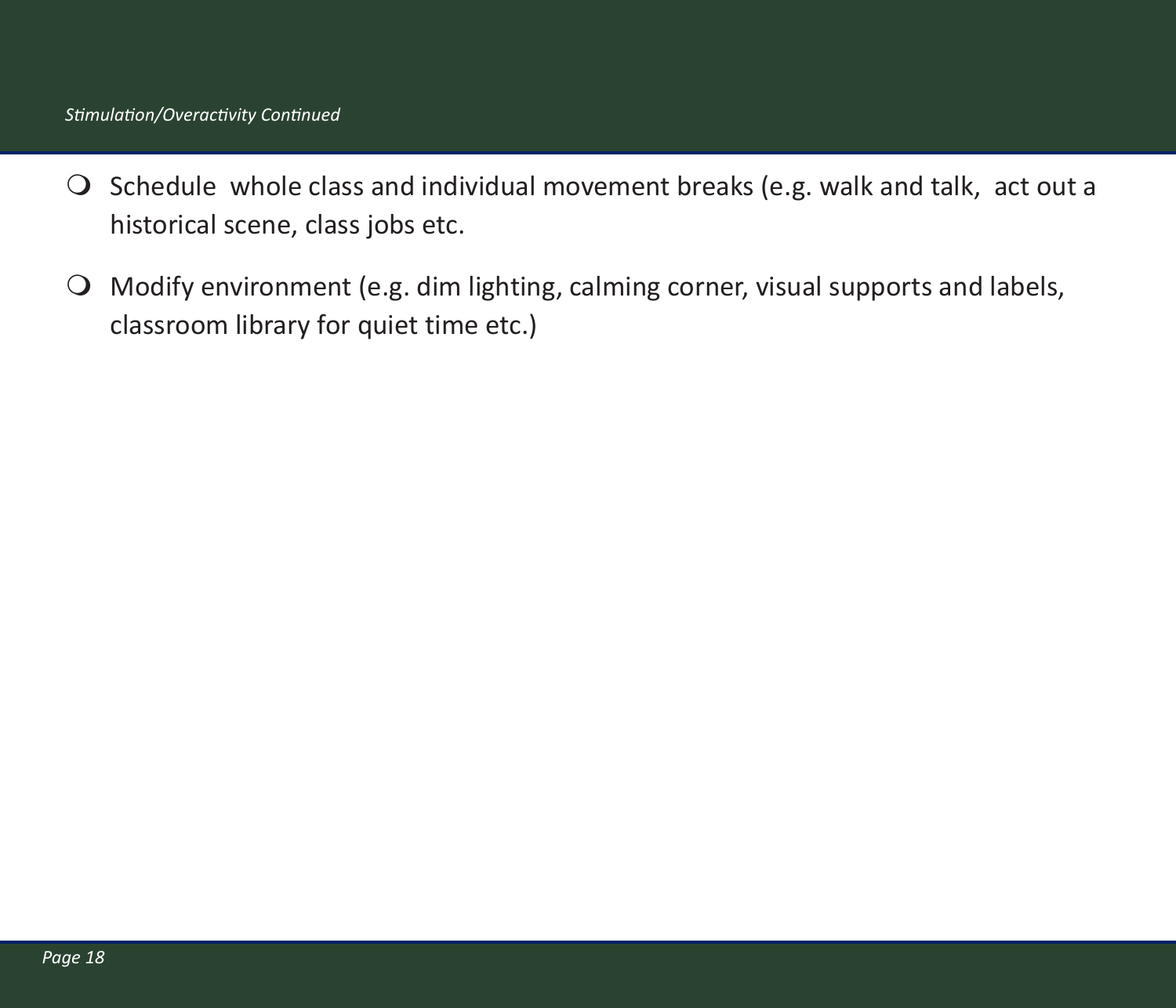*Stimulation/Overactivity Continued*

- Schedule  whole class and individual movement breaks (e.g. walk and talk,  act out a historical scene, class jobs etc.
- Modify environment (e.g. dim lighting, calming corner, visual supports and labels, classroom library for quiet time etc.)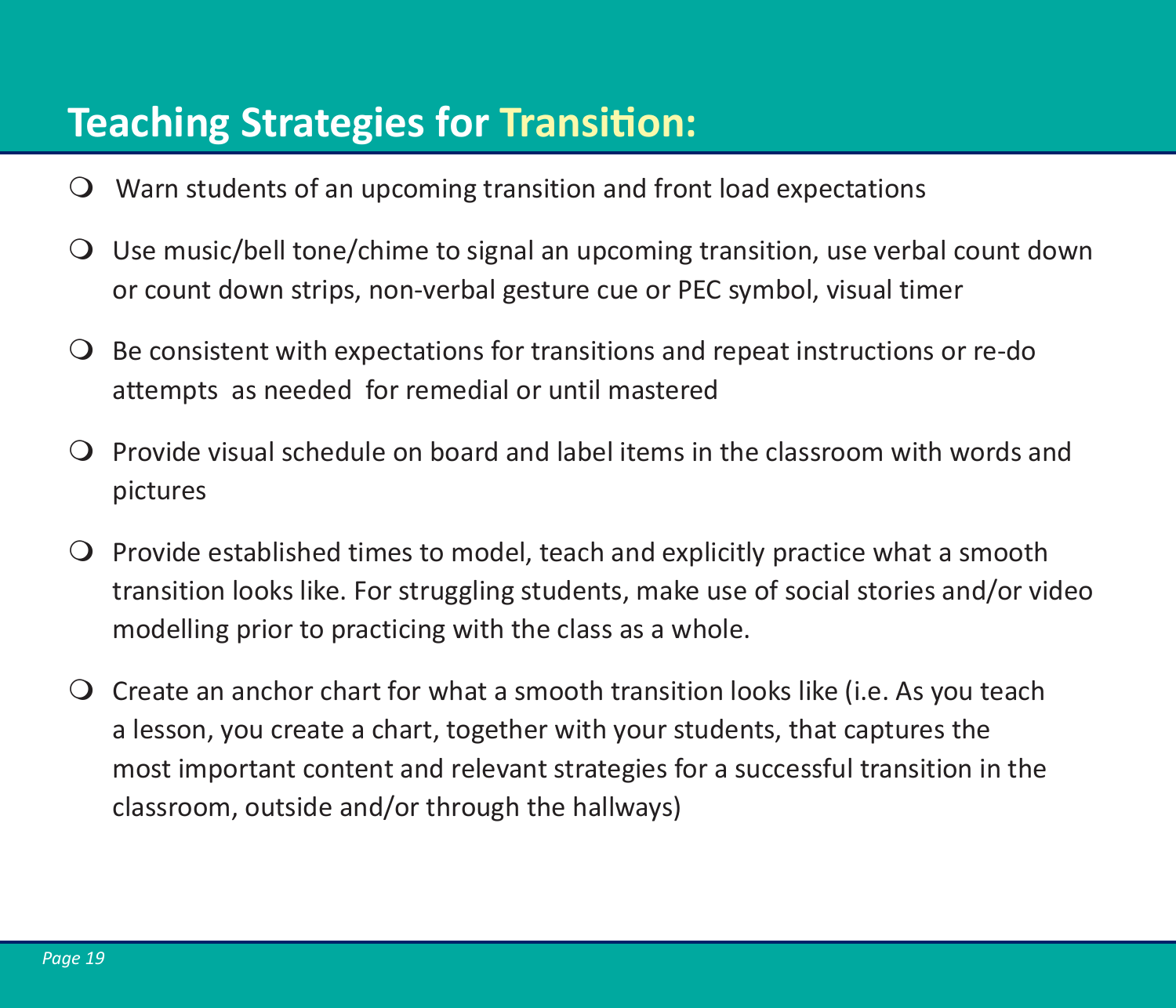## Teaching Strategies for Transition:

- Warn students of an upcoming transition and front load expectations
- Use music/bell tone/chime to signal an upcoming transition, use verbal count down or count down strips, non-verbal gesture cue or PEC symbol, visual timer
- Be consistent with expectations for transitions and repeat instructions or re-do attempts as needed for remedial or until mastered
- Provide visual schedule on board and label items in the classroom with words and pictures
- Provide established times to model, teach and explicitly practice what a smooth transition looks like. For struggling students, make use of social stories and/or video modelling prior to practicing with the class as a whole.
- Create an anchor chart for what a smooth transition looks like (i.e. As you teach a lesson, you create a chart, together with your students, that captures the most important content and relevant strategies for a successful transition in the classroom, outside and/or through the hallways)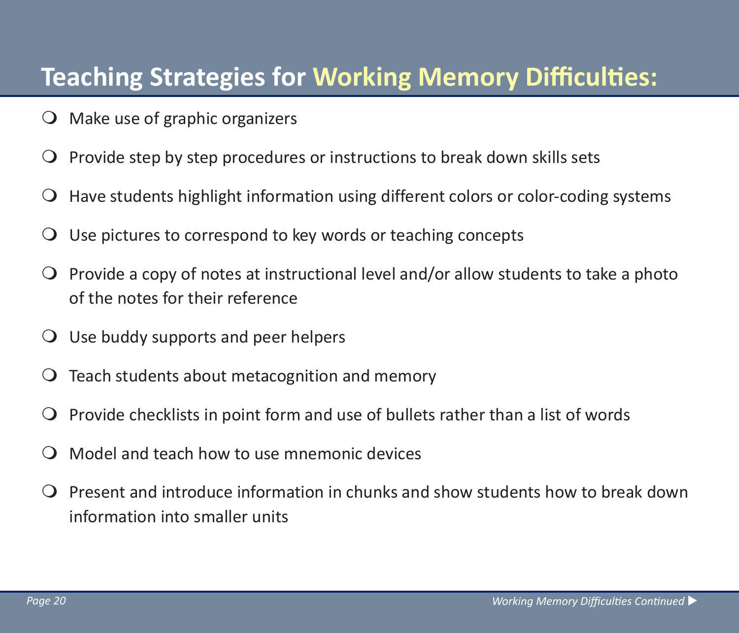## Teaching Strategies for Working Memory Difficulties:

- Make use of graphic organizers
- Provide step by step procedures or instructions to break down skills sets
- Have students highlight information using different colors or color-coding systems
- Use pictures to correspond to key words or teaching concepts
- Provide a copy of notes at instructional level and/or allow students to take a photo of the notes for their reference
- Use buddy supports and peer helpers
- Teach students about metacognition and memory
- Provide checklists in point form and use of bullets rather than a list of words
- Model and teach how to use mnemonic devices
- Present and introduce information in chunks and show students how to break down information into smaller units

*Working Memory Difficulties Continued* ▶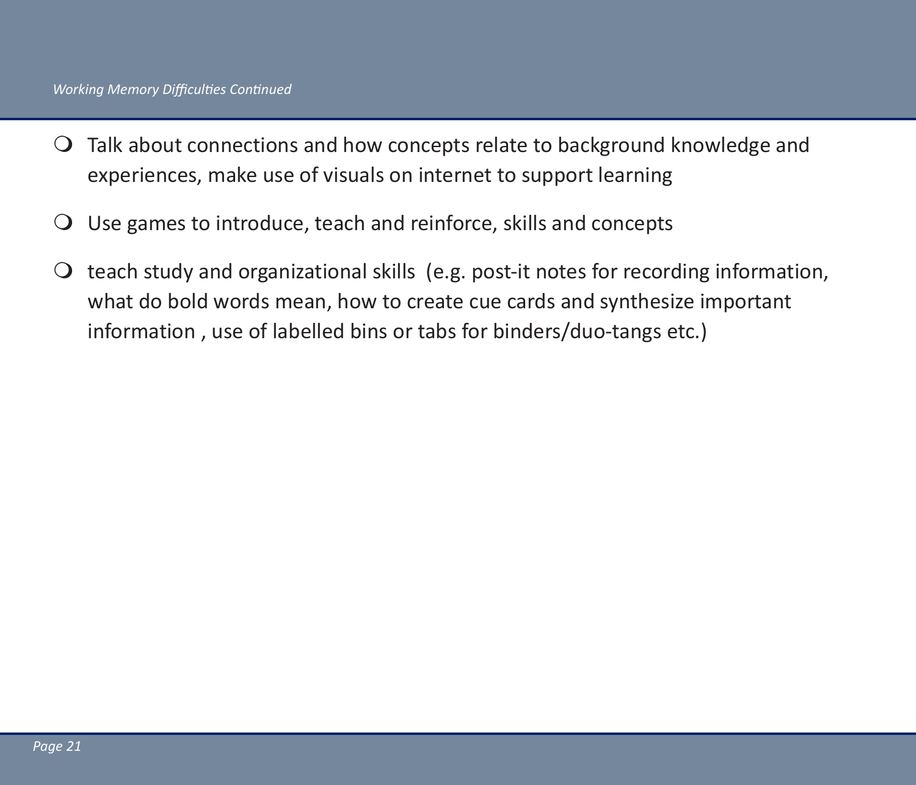- Talk about connections and how concepts relate to background knowledge and experiences, make use of visuals on internet to support learning
- Use games to introduce, teach and reinforce, skills and concepts
- teach study and organizational skills (e.g. post-it notes for recording information, what do bold words mean, how to create cue cards and synthesize important information , use of labelled bins or tabs for binders/duo-tangs etc.)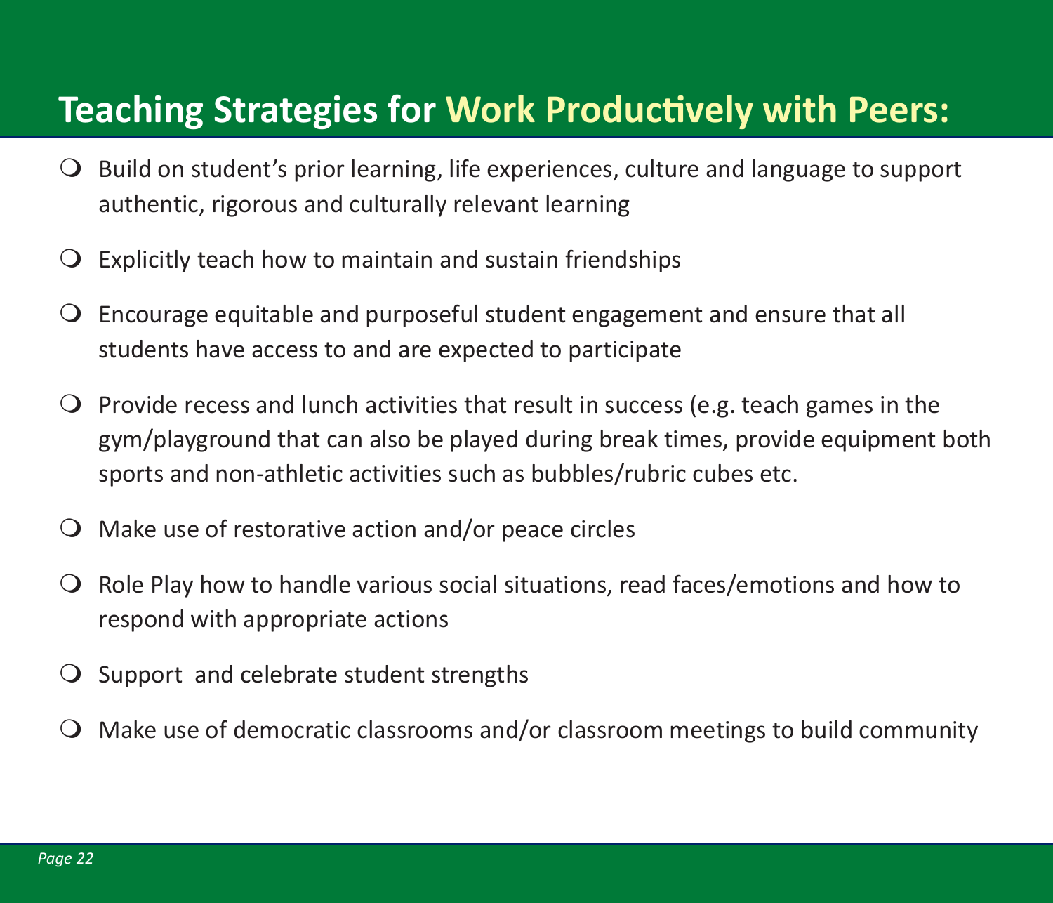## Teaching Strategies for Work Productively with Peers:

- Build on student's prior learning, life experiences, culture and language to support authentic, rigorous and culturally relevant learning
- Explicitly teach how to maintain and sustain friendships
- Encourage equitable and purposeful student engagement and ensure that all students have access to and are expected to participate
- Provide recess and lunch activities that result in success (e.g. teach games in the gym/playground that can also be played during break times, provide equipment both sports and non-athletic activities such as bubbles/rubric cubes etc.
- Make use of restorative action and/or peace circles
- Role Play how to handle various social situations, read faces/emotions and how to respond with appropriate actions
- Support and celebrate student strengths
- Make use of democratic classrooms and/or classroom meetings to build community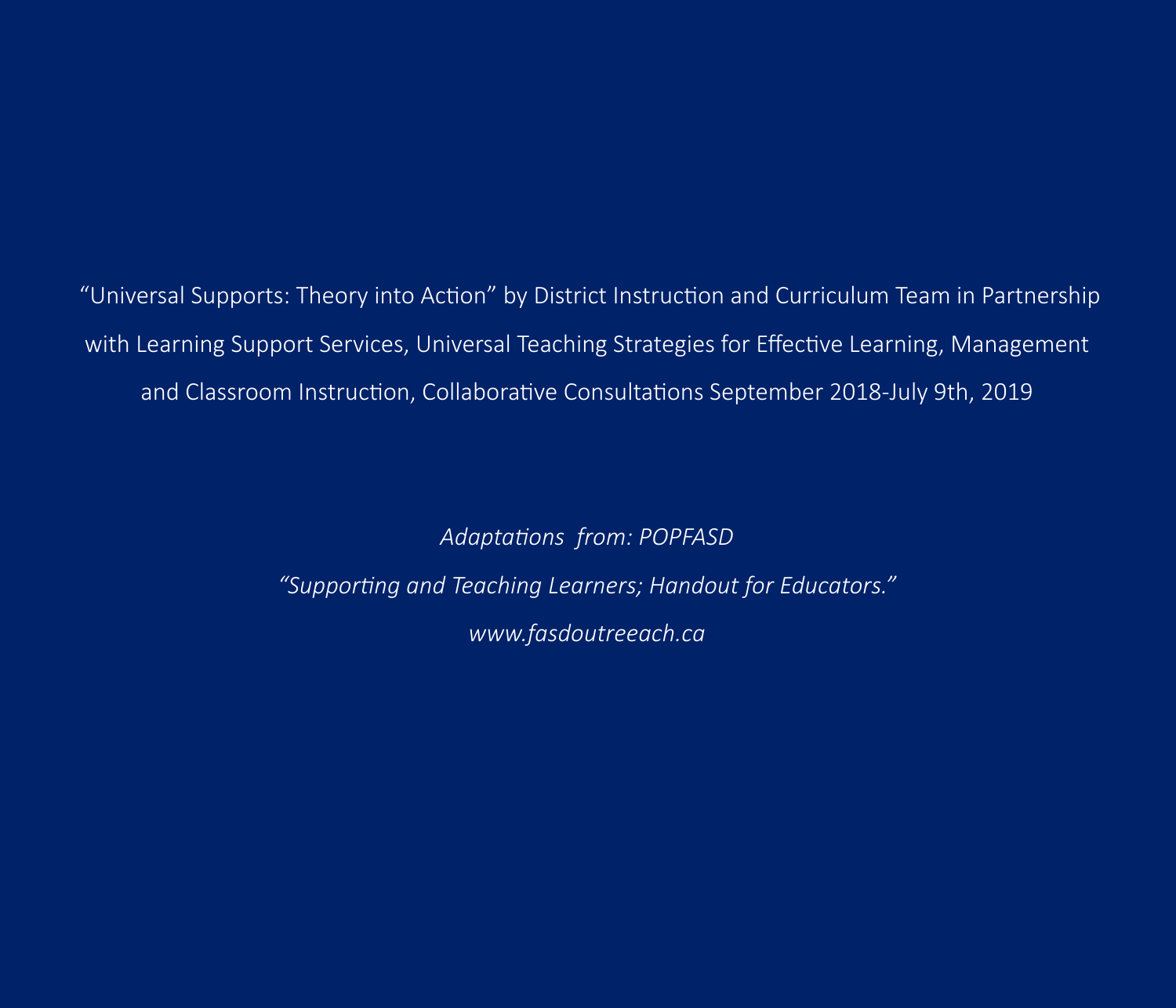"Universal Supports: Theory into Action" by District Instruction and Curriculum Team in Partnership with Learning Support Services, Universal Teaching Strategies for Effective Learning, Management and Classroom Instruction, Collaborative Consultations September 2018-July 9th, 2019

*Adaptations from: POPFASD*

*"Supporting and Teaching Learners; Handout for Educators."*

*www.fasdoutreeach.ca*